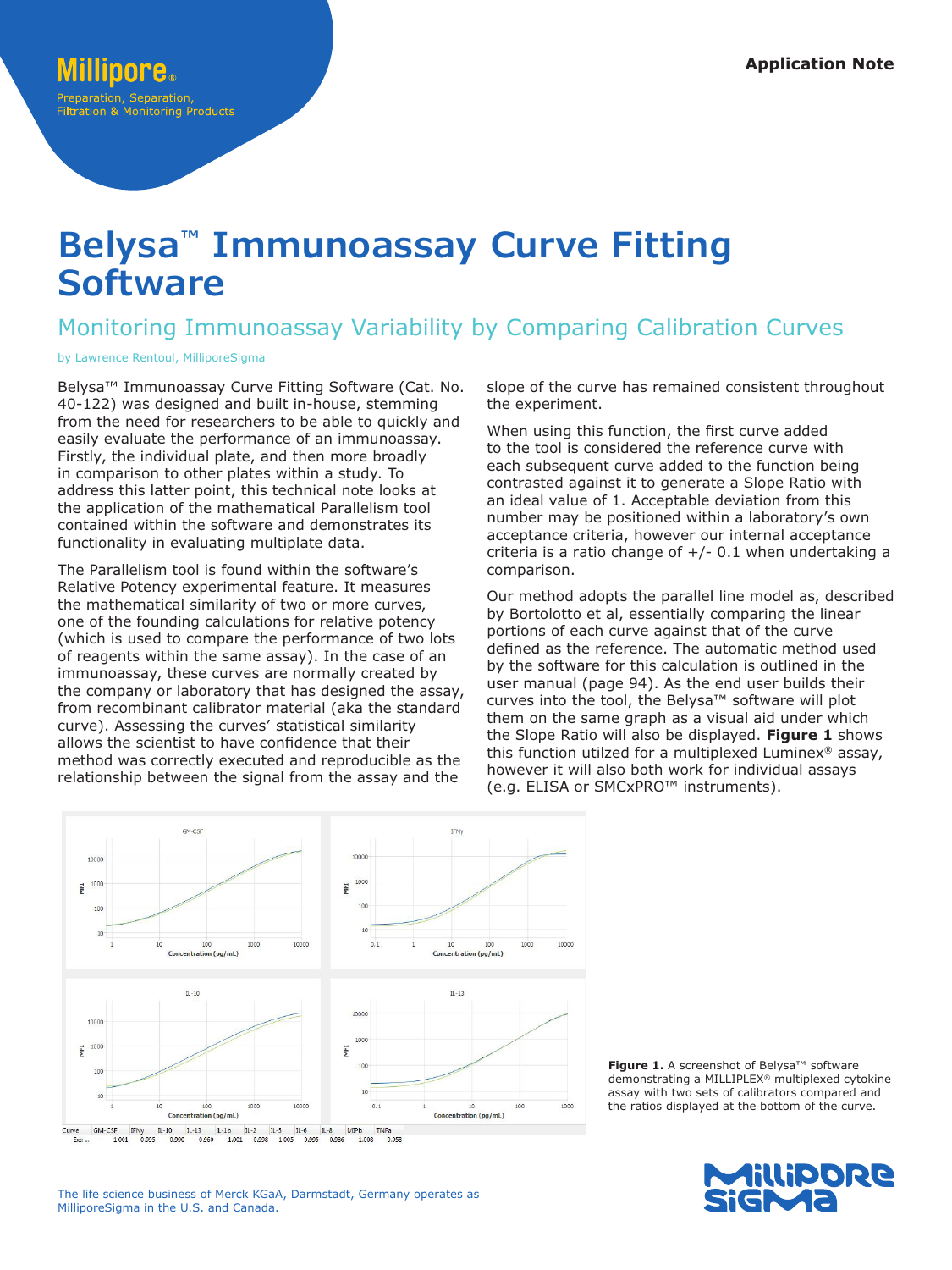Application Note

# Belysa™ Immunoassay Curve Fitting Software

## Monitoring Immunoassay Variability by Comparing Calibration Curves

by Lawrence Rentoul, MilliporeSigma

Belysa™ Immunoassay Curve Fitting Software (Cat. No. 40-122) was designed and built in-house, stemming from the need for researchers to be able to quickly and easily evaluate the performance of an immunoassay. Firstly, the individual plate, and then more broadly in comparison to other plates within a study. To address this latter point, this technical note looks at the application of the mathematical Parallelism tool contained within the software and demonstrates its functionality in evaluating multiplate data.

The Parallelism tool is found within the software's Relative Potency experimental feature. It measures the mathematical similarity of two or more curves, one of the founding calculations for relative potency (which is used to compare the performance of two lots of reagents within the same assay). In the case of an immunoassay, these curves are normally created by the company or laboratory that has designed the assay, from recombinant calibrator material (aka the standard curve). Assessing the curves' statistical similarity allows the scientist to have confidence that their method was correctly executed and reproducible as the relationship between the signal from the assay and the slope of the curve has remained consistent throughout the experiment.

When using this function, the first curve added to the tool is considered the reference curve with each subsequent curve added to the function being contrasted against it to generate a Slope Ratio with an ideal value of 1. Acceptable deviation from this number may be positioned within a laboratory's own acceptance criteria, however our internal acceptance criteria is a ratio change of +/- 0.1 when undertaking a comparison.

Our method adopts the parallel line model as, described by Bortolotto et al, essentially comparing the linear portions of each curve against that of the curve defined as the reference. The automatic method used by the software for this calculation is outlined in the user manual (page 94). As the end user builds their curves into the tool, the Belysa™ software will plot them on the same graph as a visual aid under which the Slope Ratio will also be displayed. **Figure 1** shows this function utilzed for a multiplexed Luminex® assay, however it will also both work for individual assays (e.g. ELISA or SMCxPRO™ instruments).

| Curve | GM-CSF | IFNy | IL-10 | IL-13 | IL-1b | IL-2 | IL-5 | IL-6 | IL-8 | MIPb | TNFa |
|---|---|---|---|---|---|---|---|---|---|---|---|
| Ext: ... | 1.001 | 0.995 | 0.990 | 0.960 | 1.001 | 0.998 | 1.005 | 0.995 | 0.986 | 1.008 | 0.958 |

**Figure 1.** A screenshot of Belysa™ software demonstrating a MILLIPLEX® multiplexed cytokine assay with two sets of calibrators compared and the ratios displayed at the bottom of the curve.

The life science business of Merck KGaA, Darmstadt, Germany operates as MilliporeSigma in the U.S. and Canada.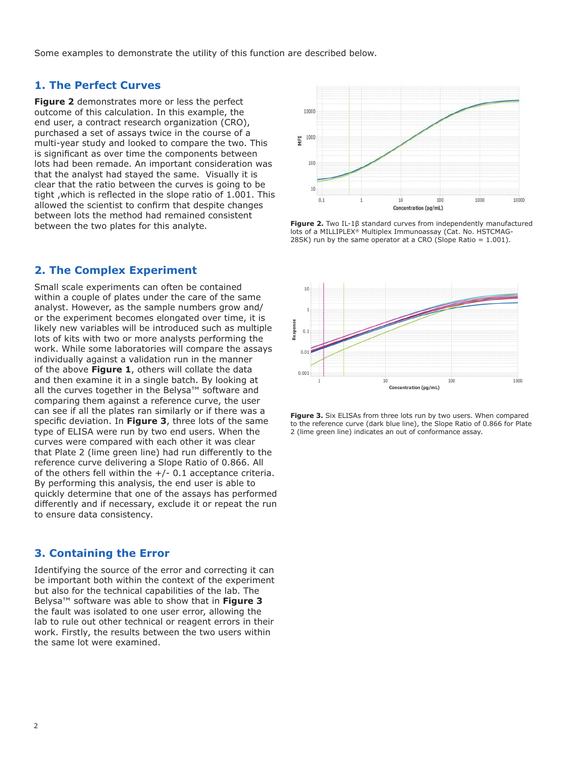Some examples to demonstrate the utility of this function are described below.

## 1. The Perfect Curves

**Figure 2** demonstrates more or less the perfect outcome of this calculation. In this example, the end user, a contract research organization (CRO), purchased a set of assays twice in the course of a multi-year study and looked to compare the two. This is significant as over time the components between lots had been remade. An important consideration was that the analyst had stayed the same. Visually it is clear that the ratio between the curves is going to be tight ,which is reflected in the slope ratio of 1.001. This allowed the scientist to confirm that despite changes between lots the method had remained consistent between the two plates for this analyte.

**Figure 2.** Two IL-1β standard curves from independently manufactured lots of a MILLIPLEX® Multiplex Immunoassay (Cat. No. HSTCMAG-28SK) run by the same operator at a CRO (Slope Ratio = 1.001).

## 2. The Complex Experiment

Small scale experiments can often be contained within a couple of plates under the care of the same analyst. However, as the sample numbers grow and/ or the experiment becomes elongated over time, it is likely new variables will be introduced such as multiple lots of kits with two or more analysts performing the work. While some laboratories will compare the assays individually against a validation run in the manner of the above **Figure 1**, others will collate the data and then examine it in a single batch. By looking at all the curves together in the Belysa™ software and comparing them against a reference curve, the user can see if all the plates ran similarly or if there was a specific deviation. In **Figure 3**, three lots of the same type of ELISA were run by two end users. When the curves were compared with each other it was clear that Plate 2 (lime green line) had run differently to the reference curve delivering a Slope Ratio of 0.866. All of the others fell within the +/- 0.1 acceptance criteria. By performing this analysis, the end user is able to quickly determine that one of the assays has performed differently and if necessary, exclude it or repeat the run to ensure data consistency.

**Figure 3.** Six ELISAs from three lots run by two users. When compared to the reference curve (dark blue line), the Slope Ratio of 0.866 for Plate 2 (lime green line) indicates an out of conformance assay.

## 3. Containing the Error

Identifying the source of the error and correcting it can be important both within the context of the experiment but also for the technical capabilities of the lab. The Belysa™ software was able to show that in **Figure 3** the fault was isolated to one user error, allowing the lab to rule out other technical or reagent errors in their work. Firstly, the results between the two users within the same lot were examined.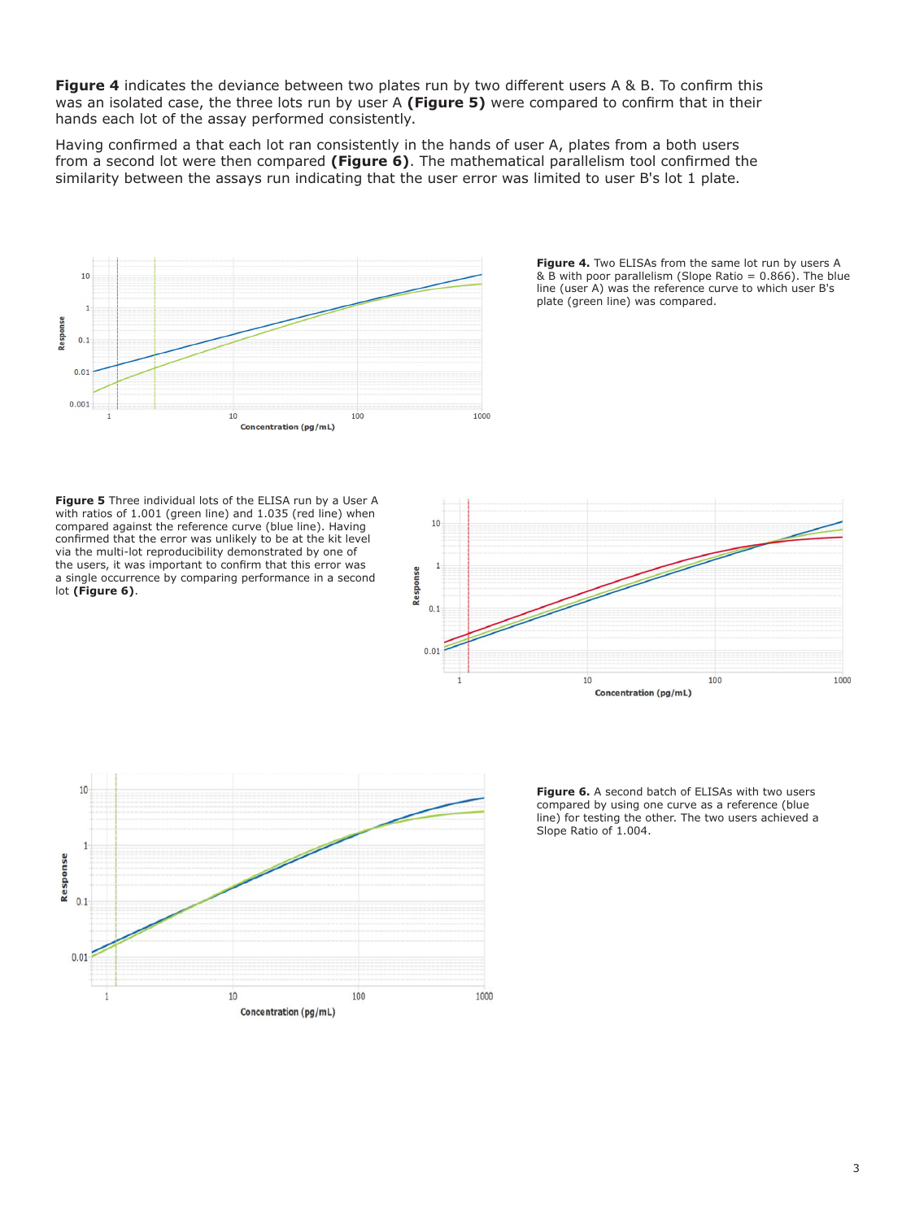**Figure 4** indicates the deviance between two plates run by two different users A & B. To confirm this was an isolated case, the three lots run by user A **(Figure 5)** were compared to confirm that in their hands each lot of the assay performed consistently.

Having confirmed a that each lot ran consistently in the hands of user A, plates from a both users from a second lot were then compared **(Figure 6)**. The mathematical parallelism tool confirmed the similarity between the assays run indicating that the user error was limited to user B's lot 1 plate.

**Figure 4.** Two ELISAs from the same lot run by users A & B with poor parallelism (Slope Ratio = 0.866). The blue line (user A) was the reference curve to which user B's plate (green line) was compared.

**Figure 5** Three individual lots of the ELISA run by a User A with ratios of 1.001 (green line) and 1.035 (red line) when compared against the reference curve (blue line). Having confirmed that the error was unlikely to be at the kit level via the multi-lot reproducibility demonstrated by one of the users, it was important to confirm that this error was a single occurrence by comparing performance in a second lot **(Figure 6)**.

**Figure 6.** A second batch of ELISAs with two users compared by using one curve as a reference (blue line) for testing the other. The two users achieved a Slope Ratio of 1.004.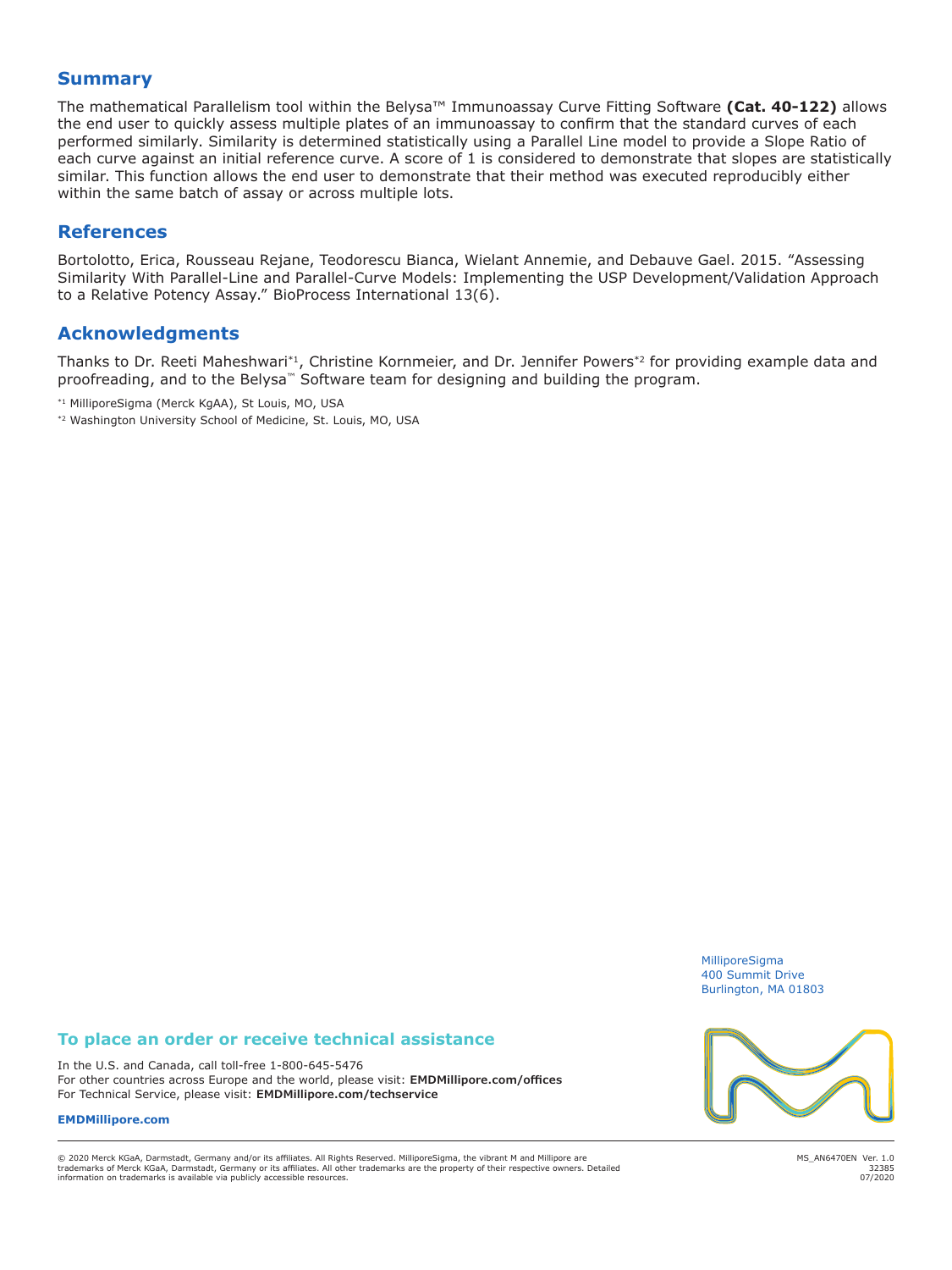## Summary

The mathematical Parallelism tool within the Belysa™ Immunoassay Curve Fitting Software **(Cat. 40-122)** allows the end user to quickly assess multiple plates of an immunoassay to confirm that the standard curves of each performed similarly. Similarity is determined statistically using a Parallel Line model to provide a Slope Ratio of each curve against an initial reference curve. A score of 1 is considered to demonstrate that slopes are statistically similar. This function allows the end user to demonstrate that their method was executed reproducibly either within the same batch of assay or across multiple lots.

## References

Bortolotto, Erica, Rousseau Rejane, Teodorescu Bianca, Wielant Annemie, and Debauve Gael. 2015. "Assessing Similarity With Parallel-Line and Parallel-Curve Models: Implementing the USP Development/Validation Approach to a Relative Potency Assay." BioProcess International 13(6).

## Acknowledgments

Thanks to Dr. Reeti Maheshwari[*1], Christine Kornmeier, and Dr. Jennifer Powers[*2] for providing example data and proofreading, and to the Belysa™ Software team for designing and building the program.

[*1] MilliporeSigma (Merck KgAA), St Louis, MO, USA

[*2] Washington University School of Medicine, St. Louis, MO, USA

MilliporeSigma
400 Summit Drive
Burlington, MA 01803

### To place an order or receive technical assistance

In the U.S. and Canada, call toll-free 1-800-645-5476
For other countries across Europe and the world, please visit: **EMDMillipore.com/offices**
For Technical Service, please visit: **EMDMillipore.com/techservice**

**EMDMillipore.com**

© 2020 Merck KGaA, Darmstadt, Germany and/or its affiliates. All Rights Reserved. MilliporeSigma, the vibrant M and Millipore are trademarks of Merck KGaA, Darmstadt, Germany or its affiliates. All other trademarks are the property of their respective owners. Detailed information on trademarks is available via publicly accessible resources.

MS_AN6470EN Ver. 1.0
32385
07/2020